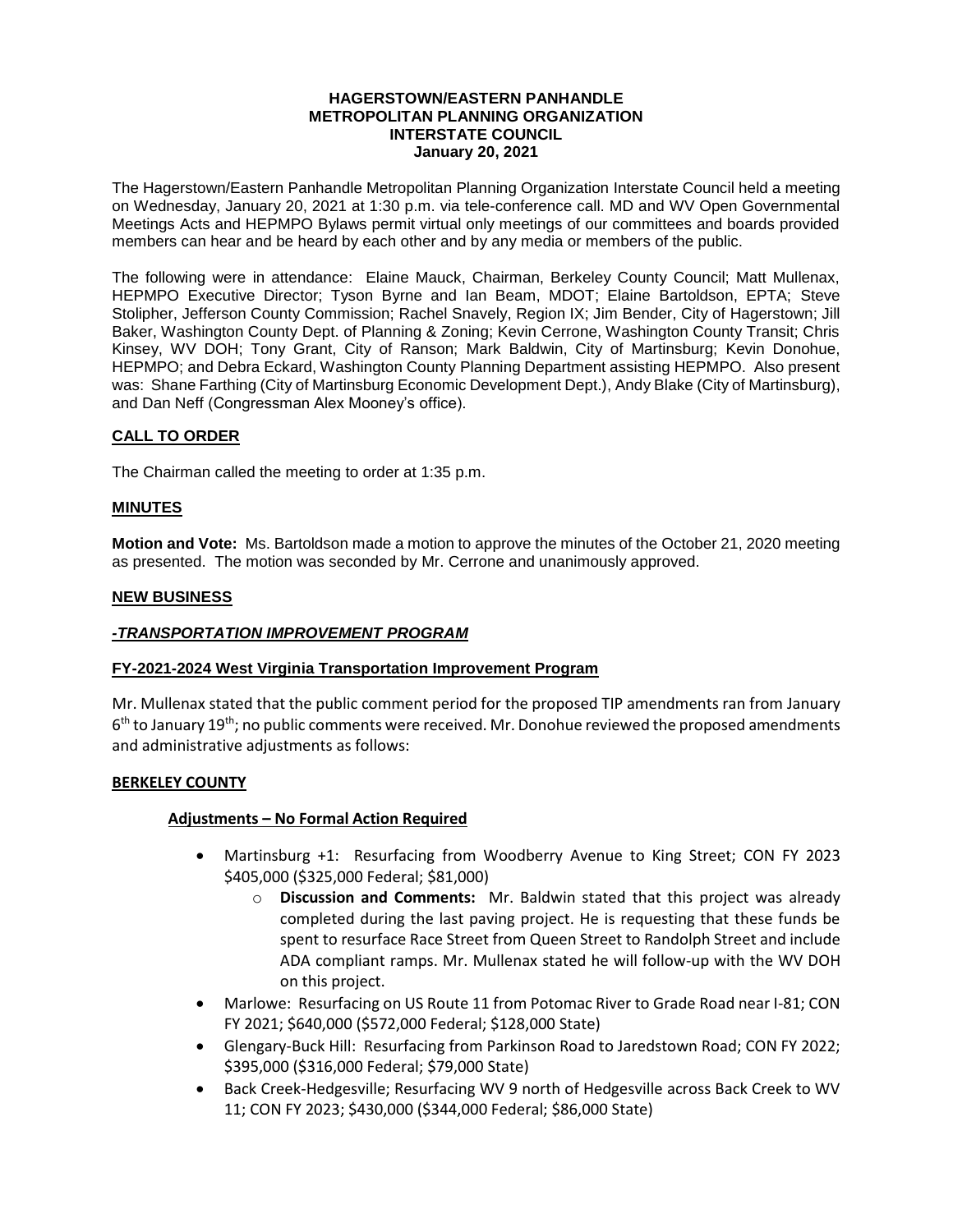**HAGERSTOWN/EASTERN PANHANDLE**
**METROPOLITAN PLANNING ORGANIZATION**
**INTERSTATE COUNCIL**
**January 20, 2021**

The Hagerstown/Eastern Panhandle Metropolitan Planning Organization Interstate Council held a meeting on Wednesday, January 20, 2021 at 1:30 p.m. via tele-conference call. MD and WV Open Governmental Meetings Acts and HEPMPO Bylaws permit virtual only meetings of our committees and boards provided members can hear and be heard by each other and by any media or members of the public.

The following were in attendance: Elaine Mauck, Chairman, Berkeley County Council; Matt Mullenax, HEPMPO Executive Director; Tyson Byrne and Ian Beam, MDOT; Elaine Bartoldson, EPTA; Steve Stolipher, Jefferson County Commission; Rachel Snavely, Region IX; Jim Bender, City of Hagerstown; Jill Baker, Washington County Dept. of Planning & Zoning; Kevin Cerrone, Washington County Transit; Chris Kinsey, WV DOH; Tony Grant, City of Ranson; Mark Baldwin, City of Martinsburg; Kevin Donohue, HEPMPO; and Debra Eckard, Washington County Planning Department assisting HEPMPO. Also present was: Shane Farthing (City of Martinsburg Economic Development Dept.), Andy Blake (City of Martinsburg), and Dan Neff (Congressman Alex Mooney's office).

## CALL TO ORDER

The Chairman called the meeting to order at 1:35 p.m.

## MINUTES

**Motion and Vote:** Ms. Bartoldson made a motion to approve the minutes of the October 21, 2020 meeting as presented. The motion was seconded by Mr. Cerrone and unanimously approved.

## NEW BUSINESS

### *-TRANSPORTATION IMPROVEMENT PROGRAM*

### FY-2021-2024 West Virginia Transportation Improvement Program

Mr. Mullenax stated that the public comment period for the proposed TIP amendments ran from January 6th to January 19th; no public comments were received. Mr. Donohue reviewed the proposed amendments and administrative adjustments as follows:

### BERKELEY COUNTY

#### Adjustments – No Formal Action Required

- Martinsburg +1: Resurfacing from Woodberry Avenue to King Street; CON FY 2023 $405,000 ($325,000 Federal; $81,000)
  - **Discussion and Comments:** Mr. Baldwin stated that this project was already completed during the last paving project. He is requesting that these funds be spent to resurface Race Street from Queen Street to Randolph Street and include ADA compliant ramps. Mr. Mullenax stated he will follow-up with the WV DOH on this project.
- Marlowe: Resurfacing on US Route 11 from Potomac River to Grade Road near I-81; CON FY 2021; $640,000 ($572,000 Federal; $128,000 State)
- Glengary-Buck Hill: Resurfacing from Parkinson Road to Jaredstown Road; CON FY 2022; $395,000 ($316,000 Federal; $79,000 State)
- Back Creek-Hedgesville; Resurfacing WV 9 north of Hedgesville across Back Creek to WV 11; CON FY 2023; $430,000 ($344,000 Federal; $86,000 State)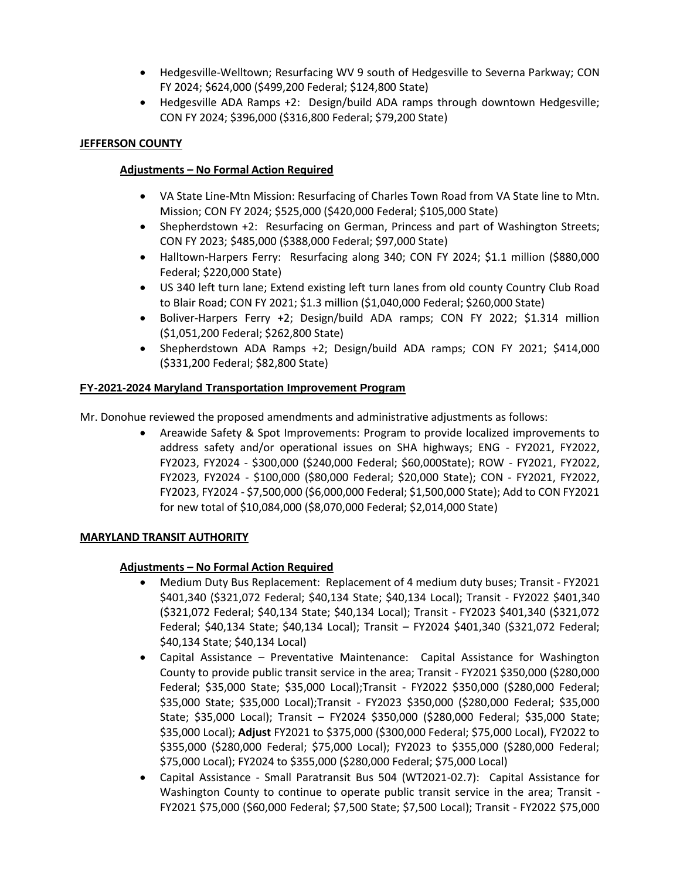- Hedgesville-Welltown; Resurfacing WV 9 south of Hedgesville to Severna Parkway; CON FY 2024; $624,000 ($499,200 Federal; $124,800 State)
- Hedgesville ADA Ramps +2: Design/build ADA ramps through downtown Hedgesville; CON FY 2024; $396,000 ($316,800 Federal; $79,200 State)

**JEFFERSON COUNTY**

**Adjustments – No Formal Action Required**

- VA State Line-Mtn Mission: Resurfacing of Charles Town Road from VA State line to Mtn. Mission; CON FY 2024; $525,000 ($420,000 Federal; $105,000 State)
- Shepherdstown +2: Resurfacing on German, Princess and part of Washington Streets; CON FY 2023; $485,000 ($388,000 Federal; $97,000 State)
- Halltown-Harpers Ferry: Resurfacing along 340; CON FY 2024; $1.1 million ($880,000 Federal; $220,000 State)
- US 340 left turn lane; Extend existing left turn lanes from old county Country Club Road to Blair Road; CON FY 2021; $1.3 million ($1,040,000 Federal; $260,000 State)
- Boliver-Harpers Ferry +2; Design/build ADA ramps; CON FY 2022; $1.314 million ($1,051,200 Federal; $262,800 State)
- Shepherdstown ADA Ramps +2; Design/build ADA ramps; CON FY 2021; $414,000 ($331,200 Federal; $82,800 State)

**FY-2021-2024 Maryland Transportation Improvement Program**

Mr. Donohue reviewed the proposed amendments and administrative adjustments as follows:

- Areawide Safety & Spot Improvements: Program to provide localized improvements to address safety and/or operational issues on SHA highways; ENG - FY2021, FY2022, FY2023, FY2024 - $300,000 ($240,000 Federal; $60,000State); ROW - FY2021, FY2022, FY2023, FY2024 - $100,000 ($80,000 Federal; $20,000 State); CON - FY2021, FY2022, FY2023, FY2024 - $7,500,000 ($6,000,000 Federal; $1,500,000 State); Add to CON FY2021 for new total of $10,084,000 ($8,070,000 Federal; $2,014,000 State)

**MARYLAND TRANSIT AUTHORITY**

**Adjustments – No Formal Action Required**

- Medium Duty Bus Replacement: Replacement of 4 medium duty buses; Transit - FY2021 $401,340 ($321,072 Federal; $40,134 State; $40,134 Local); Transit - FY2022 $401,340 ($321,072 Federal; $40,134 State; $40,134 Local); Transit - FY2023 $401,340 ($321,072 Federal; $40,134 State; $40,134 Local); Transit – FY2024 $401,340 ($321,072 Federal; $40,134 State; $40,134 Local)
- Capital Assistance – Preventative Maintenance: Capital Assistance for Washington County to provide public transit service in the area; Transit - FY2021 $350,000 ($280,000 Federal; $35,000 State; $35,000 Local);Transit - FY2022 $350,000 ($280,000 Federal; $35,000 State; $35,000 Local);Transit - FY2023 $350,000 ($280,000 Federal; $35,000 State; $35,000 Local); Transit – FY2024 $350,000 ($280,000 Federal; $35,000 State; $35,000 Local); **Adjust** FY2021 to $375,000 ($300,000 Federal; $75,000 Local), FY2022 to $355,000 ($280,000 Federal; $75,000 Local); FY2023 to $355,000 ($280,000 Federal; $75,000 Local); FY2024 to $355,000 ($280,000 Federal; $75,000 Local)
- Capital Assistance - Small Paratransit Bus 504 (WT2021-02.7): Capital Assistance for Washington County to continue to operate public transit service in the area; Transit - FY2021 $75,000 ($60,000 Federal; $7,500 State; $7,500 Local); Transit - FY2022 $75,000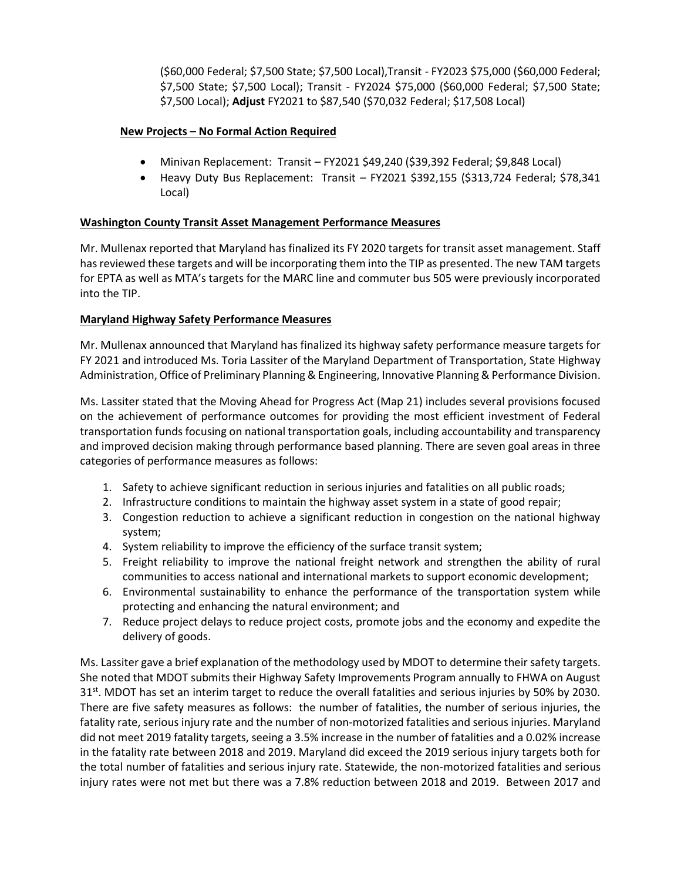($60,000 Federal; $7,500 State; $7,500 Local),Transit - FY2023 $75,000 ($60,000 Federal; $7,500 State; $7,500 Local); Transit - FY2024 $75,000 ($60,000 Federal; $7,500 State; $7,500 Local); **Adjust** FY2021 to $87,540 ($70,032 Federal; $17,508 Local)

**New Projects – No Formal Action Required**

- Minivan Replacement: Transit – FY2021 $49,240 ($39,392 Federal; $9,848 Local)
- Heavy Duty Bus Replacement: Transit – FY2021 $392,155 ($313,724 Federal; $78,341 Local)

**Washington County Transit Asset Management Performance Measures**

Mr. Mullenax reported that Maryland has finalized its FY 2020 targets for transit asset management. Staff has reviewed these targets and will be incorporating them into the TIP as presented. The new TAM targets for EPTA as well as MTA's targets for the MARC line and commuter bus 505 were previously incorporated into the TIP.

**Maryland Highway Safety Performance Measures**

Mr. Mullenax announced that Maryland has finalized its highway safety performance measure targets for FY 2021 and introduced Ms. Toria Lassiter of the Maryland Department of Transportation, State Highway Administration, Office of Preliminary Planning & Engineering, Innovative Planning & Performance Division.

Ms. Lassiter stated that the Moving Ahead for Progress Act (Map 21) includes several provisions focused on the achievement of performance outcomes for providing the most efficient investment of Federal transportation funds focusing on national transportation goals, including accountability and transparency and improved decision making through performance based planning. There are seven goal areas in three categories of performance measures as follows:

1. Safety to achieve significant reduction in serious injuries and fatalities on all public roads;
2. Infrastructure conditions to maintain the highway asset system in a state of good repair;
3. Congestion reduction to achieve a significant reduction in congestion on the national highway system;
4. System reliability to improve the efficiency of the surface transit system;
5. Freight reliability to improve the national freight network and strengthen the ability of rural communities to access national and international markets to support economic development;
6. Environmental sustainability to enhance the performance of the transportation system while protecting and enhancing the natural environment; and
7. Reduce project delays to reduce project costs, promote jobs and the economy and expedite the delivery of goods.

Ms. Lassiter gave a brief explanation of the methodology used by MDOT to determine their safety targets. She noted that MDOT submits their Highway Safety Improvements Program annually to FHWA on August 31st. MDOT has set an interim target to reduce the overall fatalities and serious injuries by 50% by 2030. There are five safety measures as follows: the number of fatalities, the number of serious injuries, the fatality rate, serious injury rate and the number of non-motorized fatalities and serious injuries. Maryland did not meet 2019 fatality targets, seeing a 3.5% increase in the number of fatalities and a 0.02% increase in the fatality rate between 2018 and 2019. Maryland did exceed the 2019 serious injury targets both for the total number of fatalities and serious injury rate. Statewide, the non-motorized fatalities and serious injury rates were not met but there was a 7.8% reduction between 2018 and 2019. Between 2017 and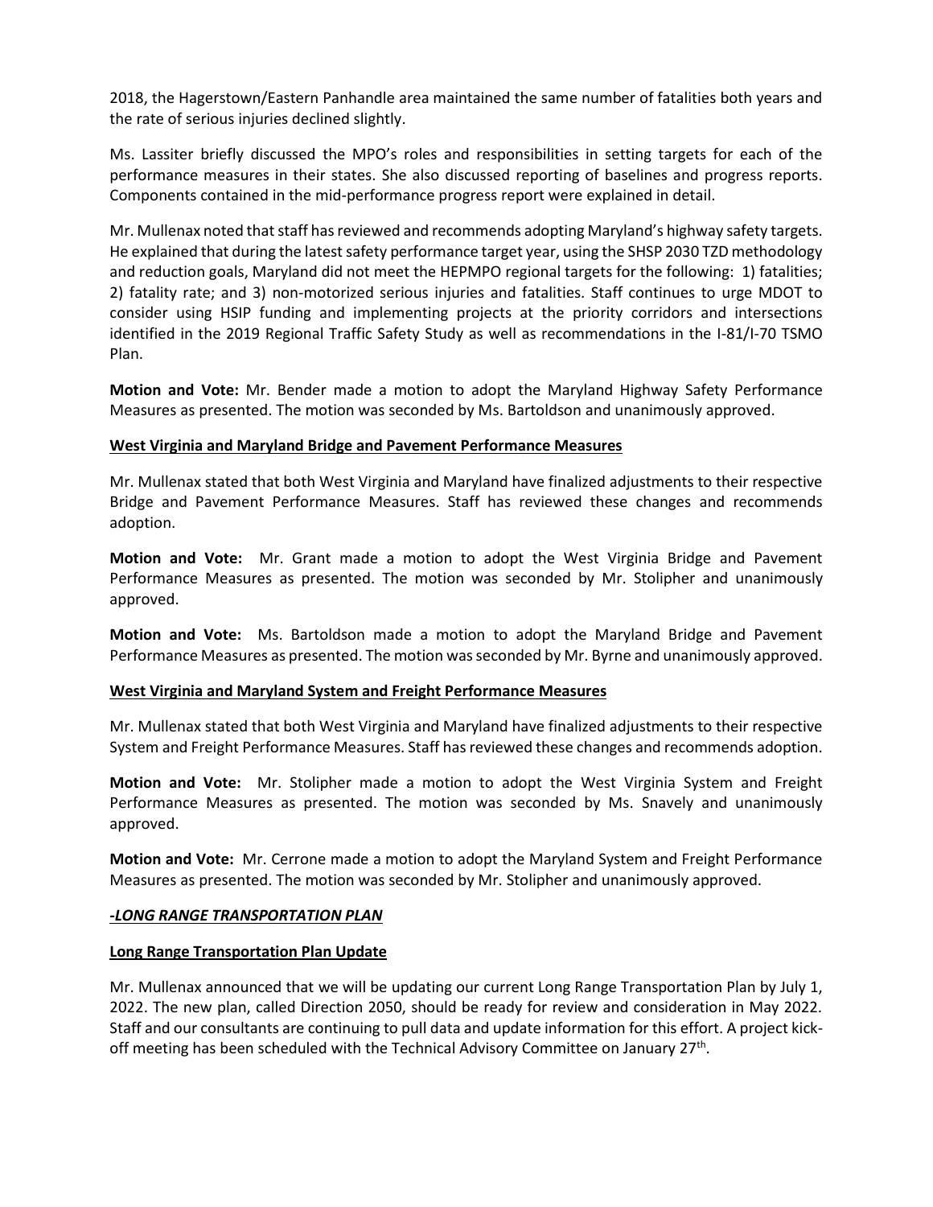2018, the Hagerstown/Eastern Panhandle area maintained the same number of fatalities both years and the rate of serious injuries declined slightly.

Ms. Lassiter briefly discussed the MPO's roles and responsibilities in setting targets for each of the performance measures in their states. She also discussed reporting of baselines and progress reports. Components contained in the mid-performance progress report were explained in detail.

Mr. Mullenax noted that staff has reviewed and recommends adopting Maryland's highway safety targets. He explained that during the latest safety performance target year, using the SHSP 2030 TZD methodology and reduction goals, Maryland did not meet the HEPMPO regional targets for the following: 1) fatalities; 2) fatality rate; and 3) non-motorized serious injuries and fatalities. Staff continues to urge MDOT to consider using HSIP funding and implementing projects at the priority corridors and intersections identified in the 2019 Regional Traffic Safety Study as well as recommendations in the I-81/I-70 TSMO Plan.

**Motion and Vote:** Mr. Bender made a motion to adopt the Maryland Highway Safety Performance Measures as presented. The motion was seconded by Ms. Bartoldson and unanimously approved.

**West Virginia and Maryland Bridge and Pavement Performance Measures**

Mr. Mullenax stated that both West Virginia and Maryland have finalized adjustments to their respective Bridge and Pavement Performance Measures. Staff has reviewed these changes and recommends adoption.

**Motion and Vote:** Mr. Grant made a motion to adopt the West Virginia Bridge and Pavement Performance Measures as presented. The motion was seconded by Mr. Stolipher and unanimously approved.

**Motion and Vote:** Ms. Bartoldson made a motion to adopt the Maryland Bridge and Pavement Performance Measures as presented. The motion was seconded by Mr. Byrne and unanimously approved.

**West Virginia and Maryland System and Freight Performance Measures**

Mr. Mullenax stated that both West Virginia and Maryland have finalized adjustments to their respective System and Freight Performance Measures. Staff has reviewed these changes and recommends adoption.

**Motion and Vote:** Mr. Stolipher made a motion to adopt the West Virginia System and Freight Performance Measures as presented. The motion was seconded by Ms. Snavely and unanimously approved.

**Motion and Vote:** Mr. Cerrone made a motion to adopt the Maryland System and Freight Performance Measures as presented. The motion was seconded by Mr. Stolipher and unanimously approved.

***-LONG RANGE TRANSPORTATION PLAN***

**Long Range Transportation Plan Update**

Mr. Mullenax announced that we will be updating our current Long Range Transportation Plan by July 1, 2022. The new plan, called Direction 2050, should be ready for review and consideration in May 2022. Staff and our consultants are continuing to pull data and update information for this effort. A project kick-off meeting has been scheduled with the Technical Advisory Committee on January 27th.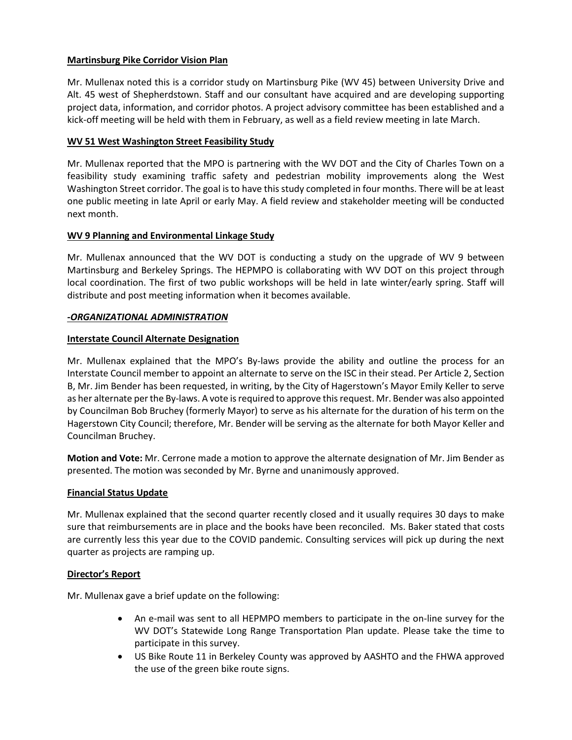**Martinsburg Pike Corridor Vision Plan**

Mr. Mullenax noted this is a corridor study on Martinsburg Pike (WV 45) between University Drive and Alt. 45 west of Shepherdstown. Staff and our consultant have acquired and are developing supporting project data, information, and corridor photos. A project advisory committee has been established and a kick-off meeting will be held with them in February, as well as a field review meeting in late March.

**WV 51 West Washington Street Feasibility Study**

Mr. Mullenax reported that the MPO is partnering with the WV DOT and the City of Charles Town on a feasibility study examining traffic safety and pedestrian mobility improvements along the West Washington Street corridor. The goal is to have this study completed in four months. There will be at least one public meeting in late April or early May. A field review and stakeholder meeting will be conducted next month.

**WV 9 Planning and Environmental Linkage Study**

Mr. Mullenax announced that the WV DOT is conducting a study on the upgrade of WV 9 between Martinsburg and Berkeley Springs. The HEPMPO is collaborating with WV DOT on this project through local coordination. The first of two public workshops will be held in late winter/early spring. Staff will distribute and post meeting information when it becomes available.

***-ORGANIZATIONAL ADMINISTRATION***

**Interstate Council Alternate Designation**

Mr. Mullenax explained that the MPO's By-laws provide the ability and outline the process for an Interstate Council member to appoint an alternate to serve on the ISC in their stead. Per Article 2, Section B, Mr. Jim Bender has been requested, in writing, by the City of Hagerstown's Mayor Emily Keller to serve as her alternate per the By-laws. A vote is required to approve this request. Mr. Bender was also appointed by Councilman Bob Bruchey (formerly Mayor) to serve as his alternate for the duration of his term on the Hagerstown City Council; therefore, Mr. Bender will be serving as the alternate for both Mayor Keller and Councilman Bruchey.

**Motion and Vote:** Mr. Cerrone made a motion to approve the alternate designation of Mr. Jim Bender as presented. The motion was seconded by Mr. Byrne and unanimously approved.

**Financial Status Update**

Mr. Mullenax explained that the second quarter recently closed and it usually requires 30 days to make sure that reimbursements are in place and the books have been reconciled. Ms. Baker stated that costs are currently less this year due to the COVID pandemic. Consulting services will pick up during the next quarter as projects are ramping up.

**Director's Report**

Mr. Mullenax gave a brief update on the following:

- An e-mail was sent to all HEPMPO members to participate in the on-line survey for the WV DOT's Statewide Long Range Transportation Plan update. Please take the time to participate in this survey.
- US Bike Route 11 in Berkeley County was approved by AASHTO and the FHWA approved the use of the green bike route signs.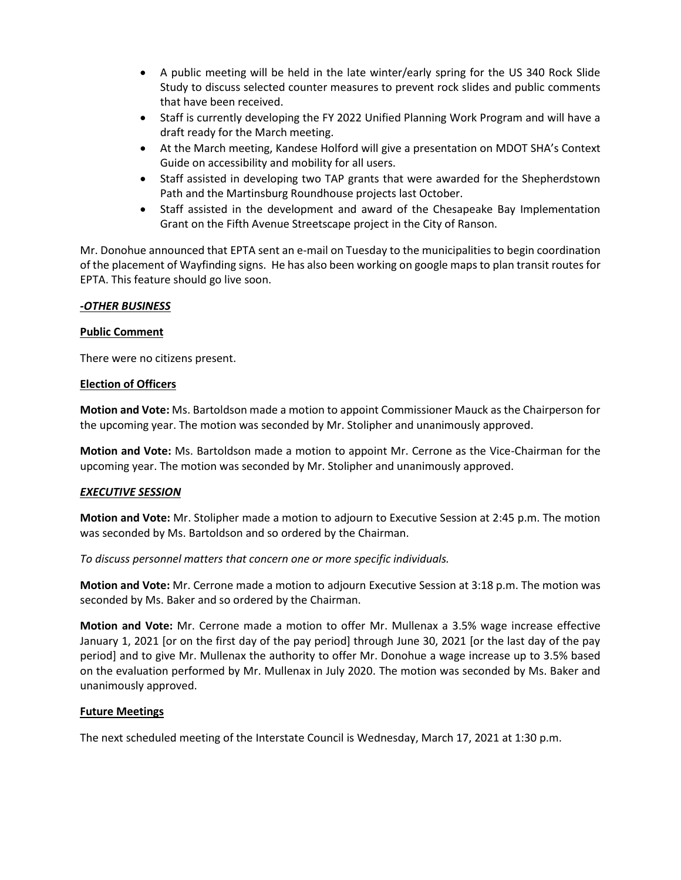- A public meeting will be held in the late winter/early spring for the US 340 Rock Slide Study to discuss selected counter measures to prevent rock slides and public comments that have been received.
- Staff is currently developing the FY 2022 Unified Planning Work Program and will have a draft ready for the March meeting.
- At the March meeting, Kandese Holford will give a presentation on MDOT SHA's Context Guide on accessibility and mobility for all users.
- Staff assisted in developing two TAP grants that were awarded for the Shepherdstown Path and the Martinsburg Roundhouse projects last October.
- Staff assisted in the development and award of the Chesapeake Bay Implementation Grant on the Fifth Avenue Streetscape project in the City of Ranson.

Mr. Donohue announced that EPTA sent an e-mail on Tuesday to the municipalities to begin coordination of the placement of Wayfinding signs. He has also been working on google maps to plan transit routes for EPTA. This feature should go live soon.

***-OTHER BUSINESS***

**Public Comment**

There were no citizens present.

**Election of Officers**

**Motion and Vote:** Ms. Bartoldson made a motion to appoint Commissioner Mauck as the Chairperson for the upcoming year. The motion was seconded by Mr. Stolipher and unanimously approved.

**Motion and Vote:** Ms. Bartoldson made a motion to appoint Mr. Cerrone as the Vice-Chairman for the upcoming year. The motion was seconded by Mr. Stolipher and unanimously approved.

***EXECUTIVE SESSION***

**Motion and Vote:** Mr. Stolipher made a motion to adjourn to Executive Session at 2:45 p.m. The motion was seconded by Ms. Bartoldson and so ordered by the Chairman.

*To discuss personnel matters that concern one or more specific individuals.*

**Motion and Vote:** Mr. Cerrone made a motion to adjourn Executive Session at 3:18 p.m. The motion was seconded by Ms. Baker and so ordered by the Chairman.

**Motion and Vote:** Mr. Cerrone made a motion to offer Mr. Mullenax a 3.5% wage increase effective January 1, 2021 [or on the first day of the pay period] through June 30, 2021 [or the last day of the pay period] and to give Mr. Mullenax the authority to offer Mr. Donohue a wage increase up to 3.5% based on the evaluation performed by Mr. Mullenax in July 2020. The motion was seconded by Ms. Baker and unanimously approved.

**Future Meetings**

The next scheduled meeting of the Interstate Council is Wednesday, March 17, 2021 at 1:30 p.m.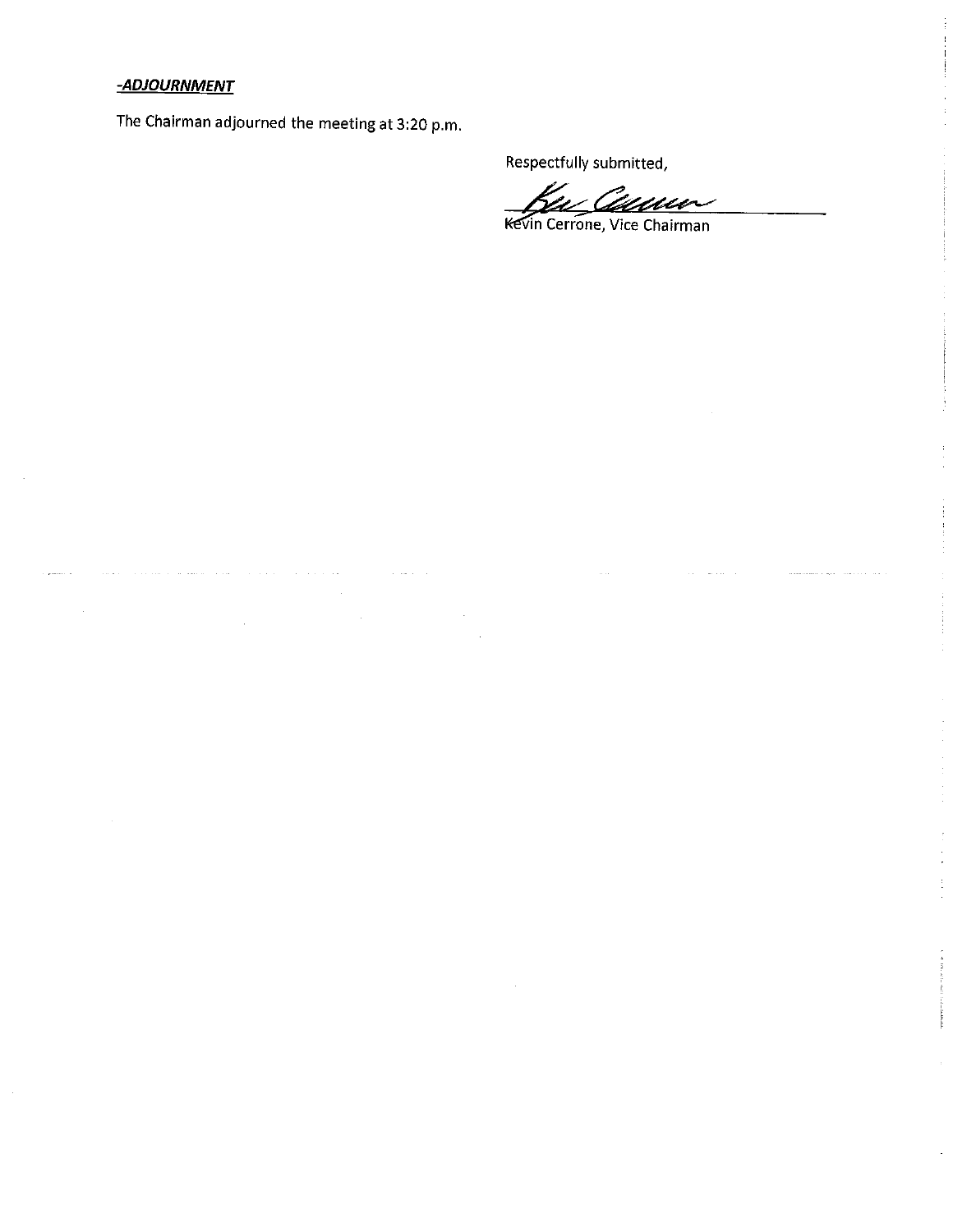***-ADJOURNMENT***

The Chairman adjourned the meeting at 3:20 p.m.

Respectfully submitted,

Kevin Cerrone, Vice Chairman